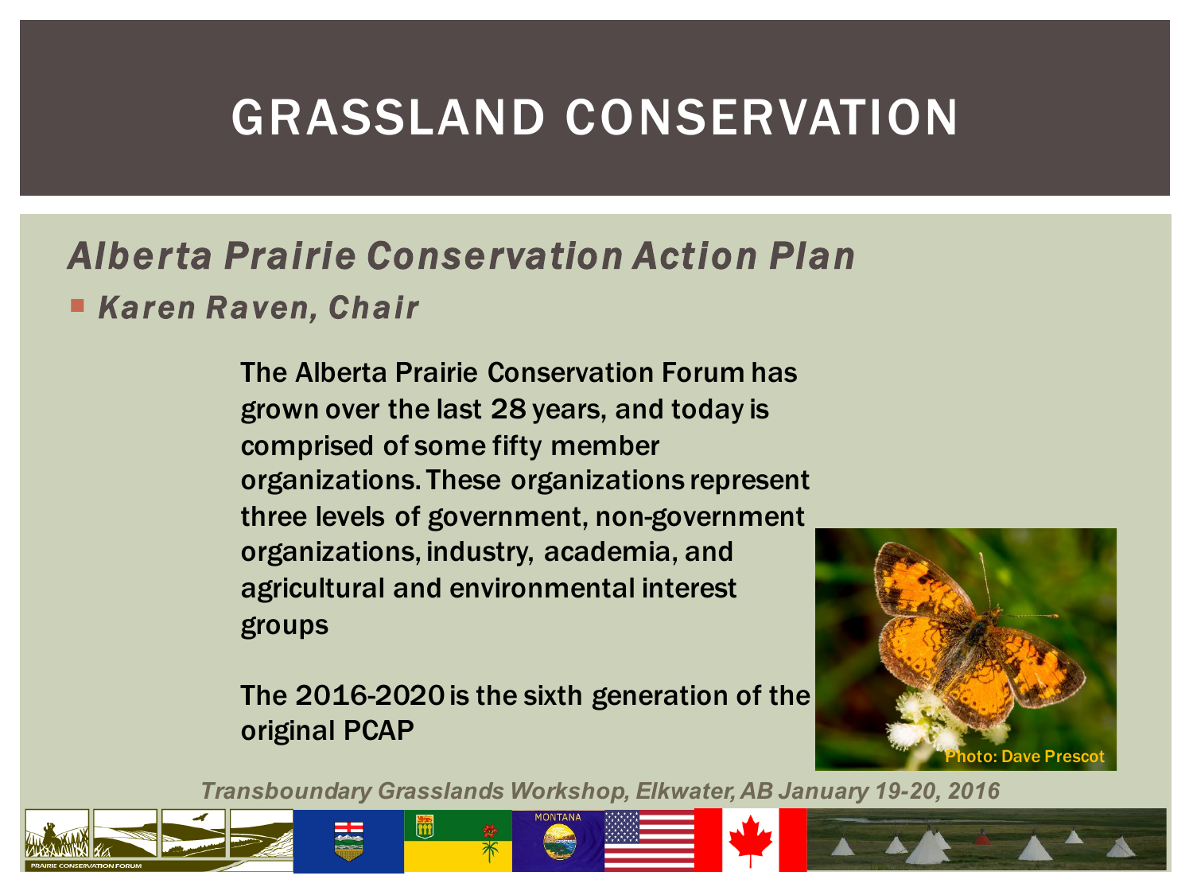# GRASSLAND CONSERVATION

## *Alberta Prairie Conservation Action Plan*

- ***Karen Raven, Chair***

The Alberta Prairie Conservation Forum has grown over the last 28 years, and today is comprised of some fifty member organizations. These organizations represent three levels of government, non-government organizations, industry, academia, and agricultural and environmental interest groups

The 2016-2020 is the sixth generation of the original PCAP

Photo: Dave Prescot

*Transboundary Grasslands Workshop, Elkwater, AB January 19-20, 2016*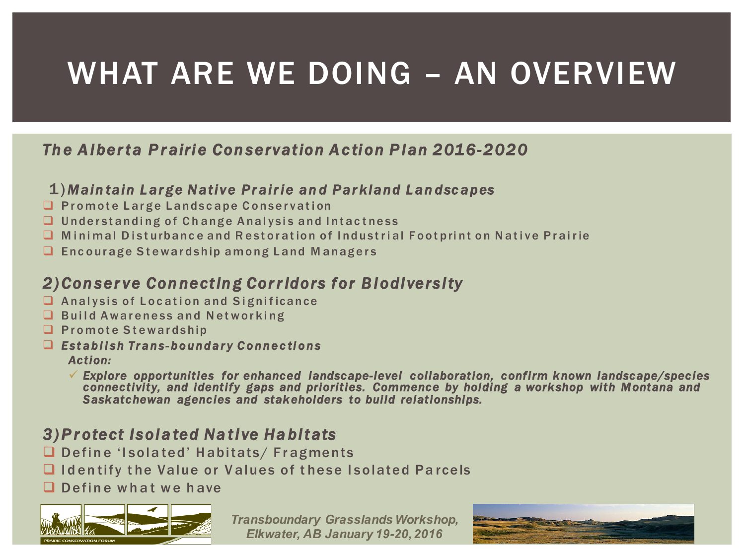# WHAT ARE WE DOING – AN OVERVIEW

*The Alberta Prairie Conservation Action Plan 2016-2020*

## 1) *Maintain Large Native Prairie and Parkland Landscapes*

- Promote Large Landscape Conservation
- Understanding of Change Analysis and Intactness
- Minimal Disturbance and Restoration of Industrial Footprint on Native Prairie
- Encourage Stewardship among Land Managers

## 2) *Conserve Connecting Corridors for Biodiversity*

- Analysis of Location and Significance
- Build Awareness and Networking
- Promote Stewardship
- ***Establish Trans-boundary Connections***

  ***Action:***

  - ***Explore opportunities for enhanced landscape-level collaboration, confirm known landscape/species connectivity, and identify gaps and priorities. Commence by holding a workshop with Montana and Saskatchewan agencies and stakeholders to build relationships.***

## 3) *Protect Isolated Native Habitats*

- Define 'Isolated' Habitats/ Fragments
- Identify the Value or Values of these Isolated Parcels
- Define what we have

*Transboundary Grasslands Workshop, Elkwater, AB January 19-20, 2016*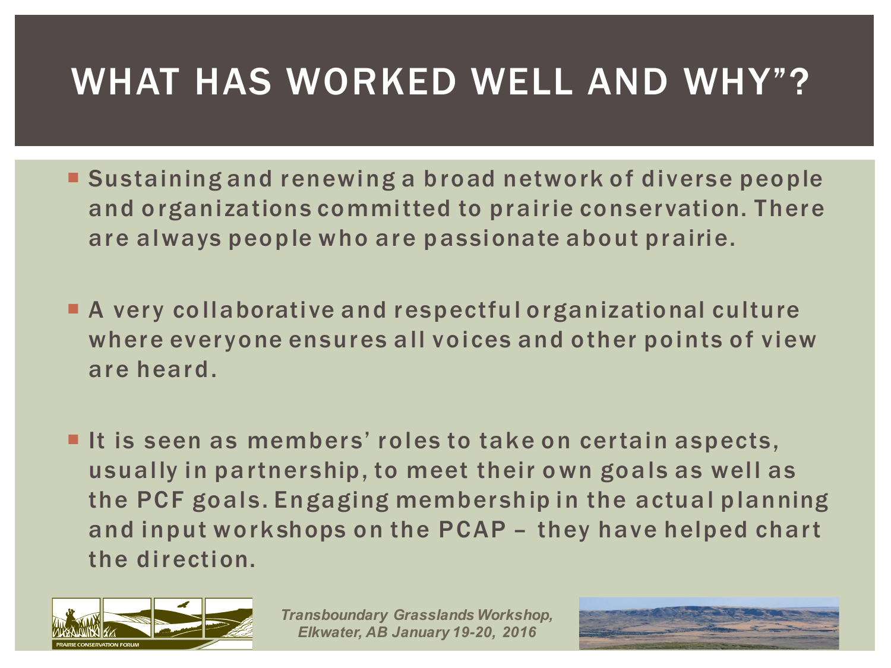# WHAT HAS WORKED WELL AND WHY"?

- Sustaining and renewing a broad network of diverse people and organizations committed to prairie conservation. There are always people who are passionate about prairie.

- A very collaborative and respectful organizational culture where everyone ensures all voices and other points of view are heard.

- It is seen as members' roles to take on certain aspects, usually in partnership, to meet their own goals as well as the PCF goals. Engaging membership in the actual planning and input workshops on the PCAP – they have helped chart the direction.

*Transboundary Grasslands Workshop, Elkwater, AB January 19-20, 2016*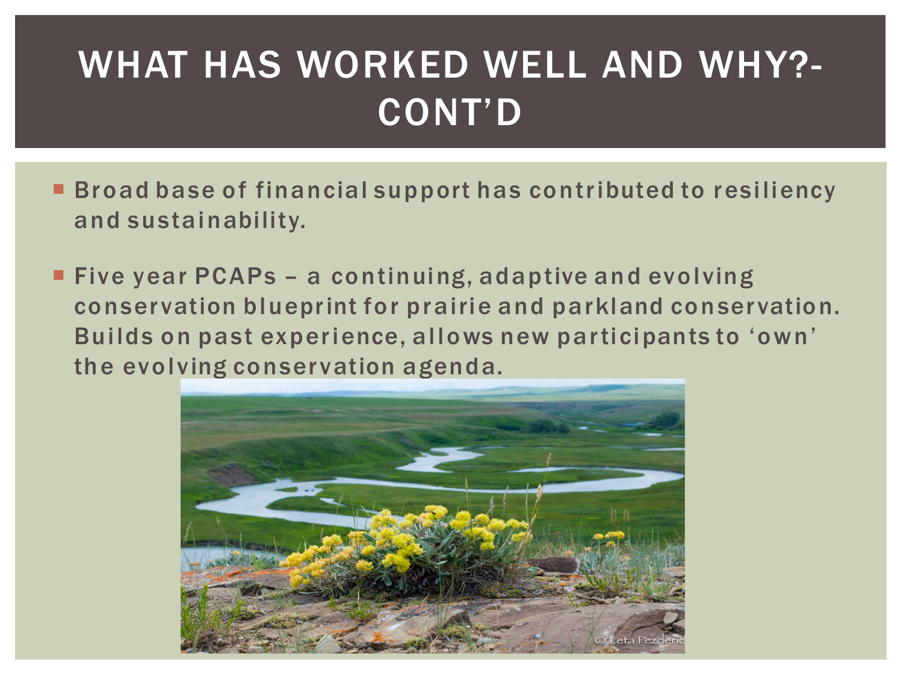# WHAT HAS WORKED WELL AND WHY?- CONT'D

- Broad base of financial support has contributed to resiliency and sustainability.
- Five year PCAPs – a continuing, adaptive and evolving conservation blueprint for prairie and parkland conservation. Builds on past experience, allows new participants to 'own' the evolving conservation agenda.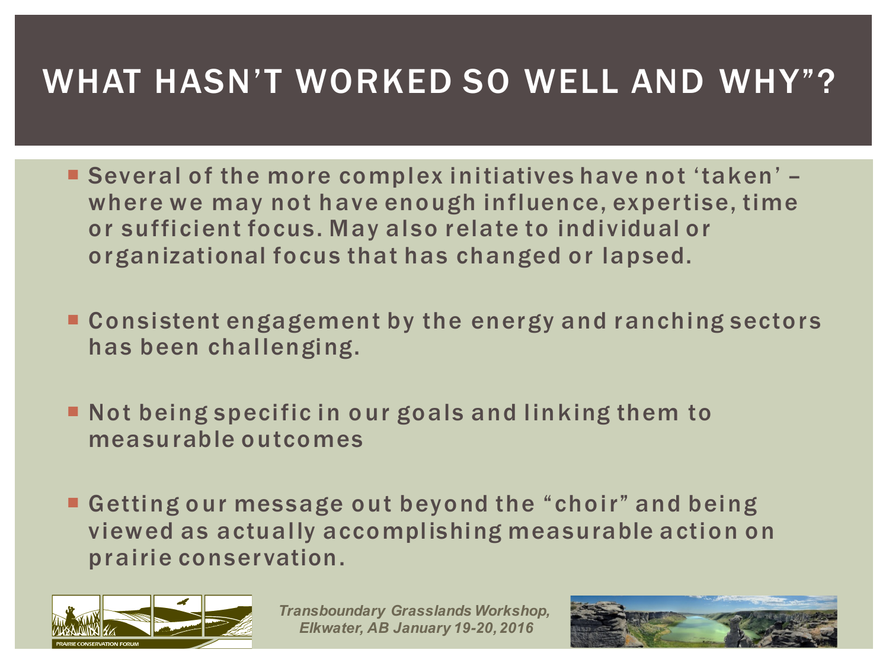# WHAT HASN'T WORKED SO WELL AND WHY"?

- Several of the more complex initiatives have not 'taken' – where we may not have enough influence, expertise, time or sufficient focus. May also relate to individual or organizational focus that has changed or lapsed.

- Consistent engagement by the energy and ranching sectors has been challenging.

- Not being specific in our goals and linking them to measurable outcomes

- Getting our message out beyond the "choir" and being viewed as actually accomplishing measurable action on prairie conservation.

*Transboundary Grasslands Workshop, Elkwater, AB January 19-20, 2016*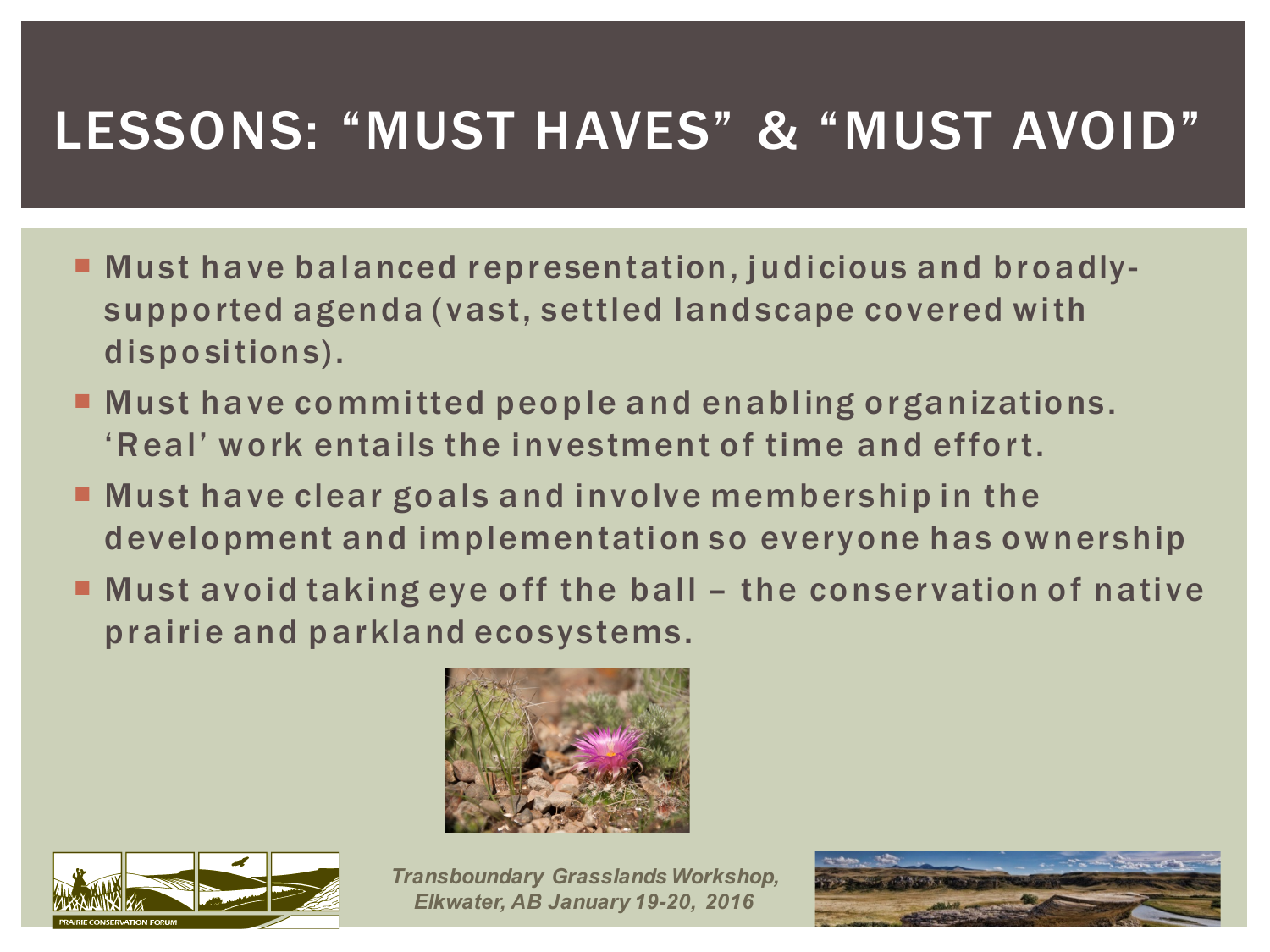# LESSONS: "MUST HAVES" & "MUST AVOID"

- Must have balanced representation, judicious and broadly-supported agenda (vast, settled landscape covered with dispositions).
- Must have committed people and enabling organizations. 'Real' work entails the investment of time and effort.
- Must have clear goals and involve membership in the development and implementation so everyone has ownership
- Must avoid taking eye off the ball – the conservation of native prairie and parkland ecosystems.

*Transboundary Grasslands Workshop, Elkwater, AB January 19-20, 2016*